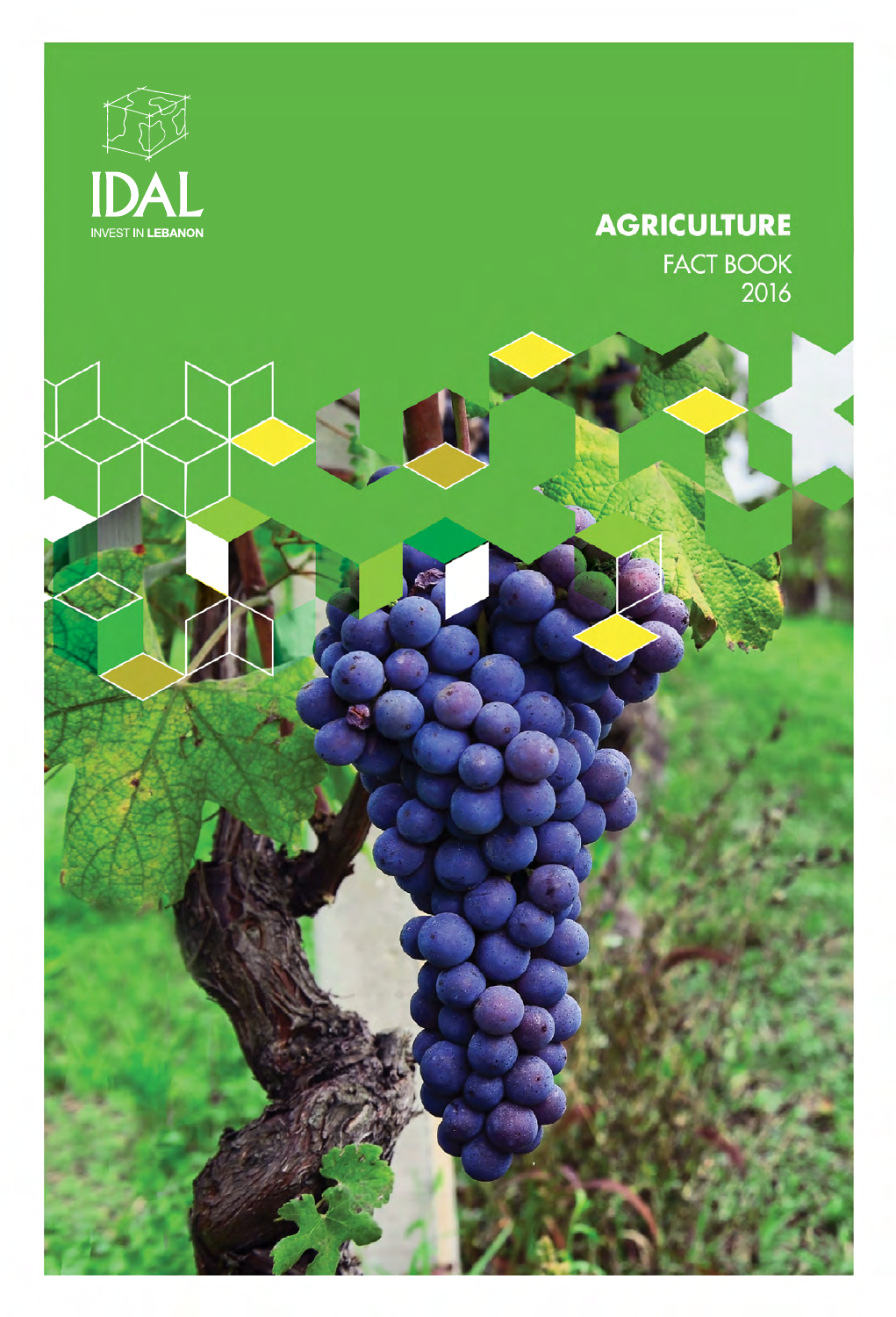IDAL

INVEST IN LEBANON

# AGRICULTURE

FACT BOOK

2016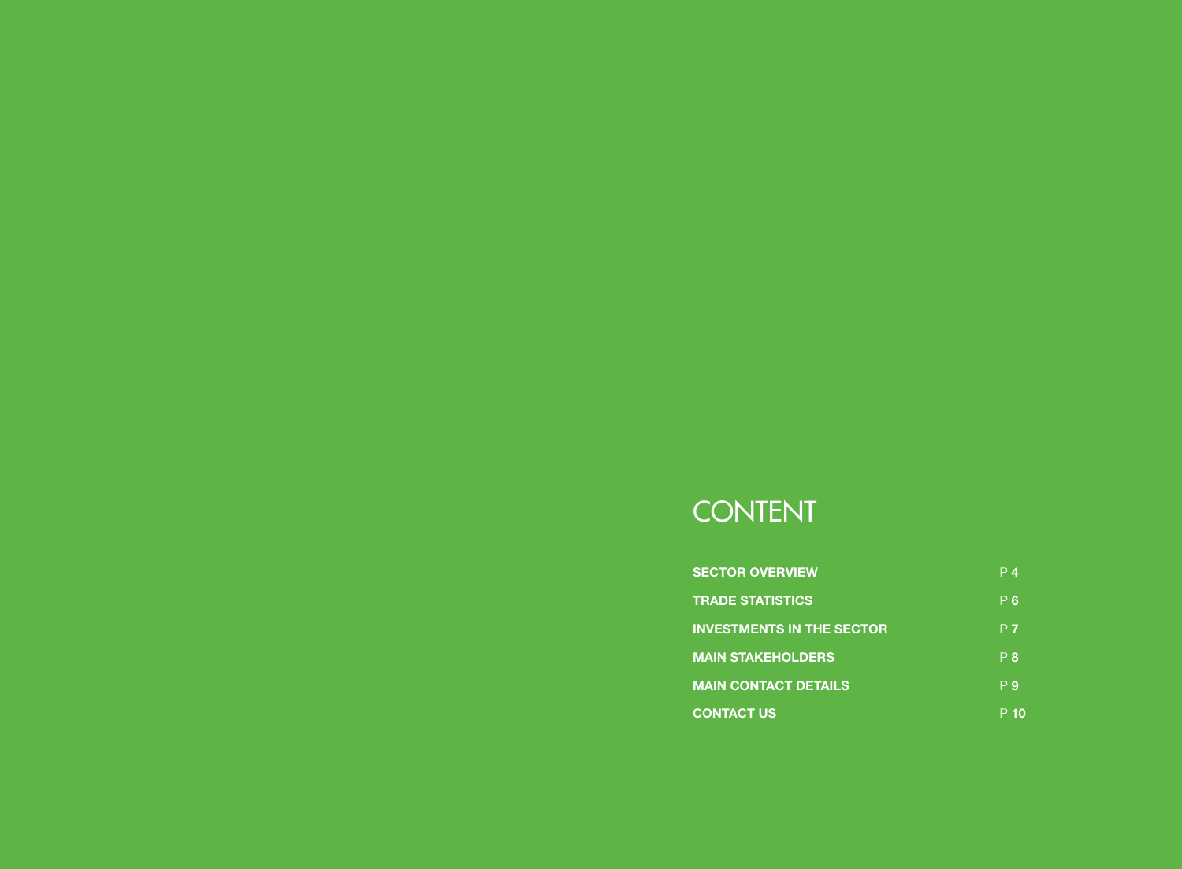# CONTENT

| | |
|---|---|
| **SECTOR OVERVIEW** | P **4** |
| **TRADE STATISTICS** | P **6** |
| **INVESTMENTS IN THE SECTOR** | P **7** |
| **MAIN STAKEHOLDERS** | P **8** |
| **MAIN CONTACT DETAILS** | P **9** |
| **CONTACT US** | P **10** |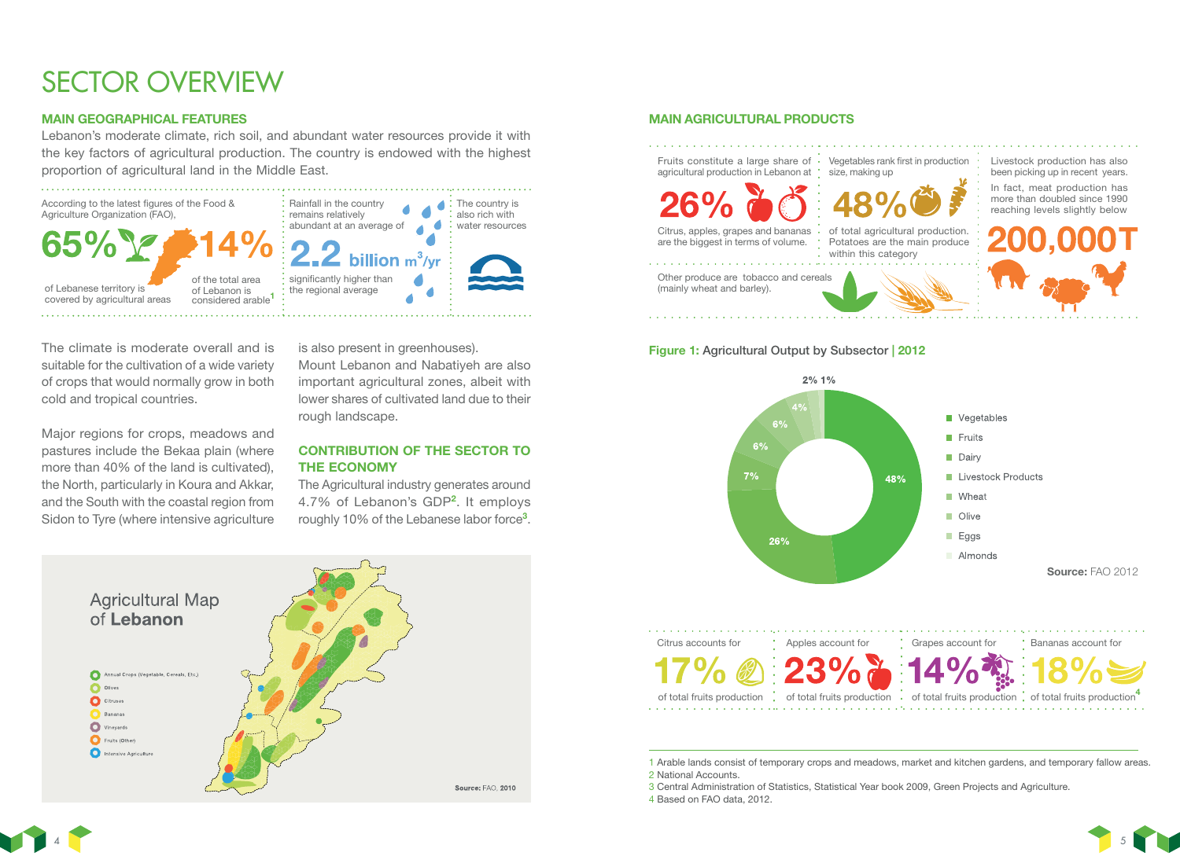# SECTOR OVERVIEW

## MAIN GEOGRAPHICAL FEATURES

Lebanon's moderate climate, rich soil, and abundant water resources provide it with the key factors of agricultural production. The country is endowed with the highest proportion of agricultural land in the Middle East.

According to the latest figures of the Food & Agriculture Organization (FAO),

**65%** of Lebanese territory is covered by agricultural areas

**14%** of the total area of Lebanon is considered arable[1]

Rainfall in the country remains relatively abundant at an average of **2.2 billion m³/yr** significantly higher than the regional average

The country is also rich with water resources

The climate is moderate overall and is suitable for the cultivation of a wide variety of crops that would normally grow in both cold and tropical countries.

Major regions for crops, meadows and pastures include the Bekaa plain (where more than 40% of the land is cultivated), the North, particularly in Koura and Akkar, and the South with the coastal region from Sidon to Tyre (where intensive agriculture is also present in greenhouses).

Mount Lebanon and Nabatiyeh are also important agricultural zones, albeit with lower shares of cultivated land due to their rough landscape.

### CONTRIBUTION OF THE SECTOR TO THE ECONOMY

The Agricultural industry generates around 4.7% of Lebanon's GDP[2]. It employs roughly 10% of the Lebanese labor force[3].

**Agricultural Map of Lebanon**

- Annual Crops (Vegetable, Cereals, Etc.)
- Olives
- Citruses
- Bananas
- Vineyards
- Fruits (Other)
- Intensive Agriculture

**Source:** FAO, 2010

## MAIN AGRICULTURAL PRODUCTS

Fruits constitute a large share of agricultural production in Lebanon at **26%**

Citrus, apples, grapes and bananas are the biggest in terms of volume.

Vegetables rank first in production size, making up **48%** of total agricultural production. Potatoes are the main produce within this category

Livestock production has also been picking up in recent years.

In fact, meat production has more than doubled since 1990 reaching levels slightly below **200,000T**

Other produce are tobacco and cereals (mainly wheat and barley).

**Figure 1:** Agricultural Output by Subsector | 2012

| Subsector | Share |
|---|---|
| Vegetables | 48% |
| Fruits | 26% |
| Dairy | 7% |
| Livestock Products | 6% |
| Wheat | 6% |
| Olive | 4% |
| Eggs | 2% |
| Almonds | 1% |

**Source:** FAO 2012

Citrus accounts for **17%** of total fruits production

Apples account for **23%** of total fruits production

Grapes account for **14%** of total fruits production

Bananas account for **18%** of total fruits production[4]

---

1 Arable lands consist of temporary crops and meadows, market and kitchen gardens, and temporary fallow areas.
2 National Accounts.
3 Central Administration of Statistics, Statistical Year book 2009, Green Projects and Agriculture.
4 Based on FAO data, 2012.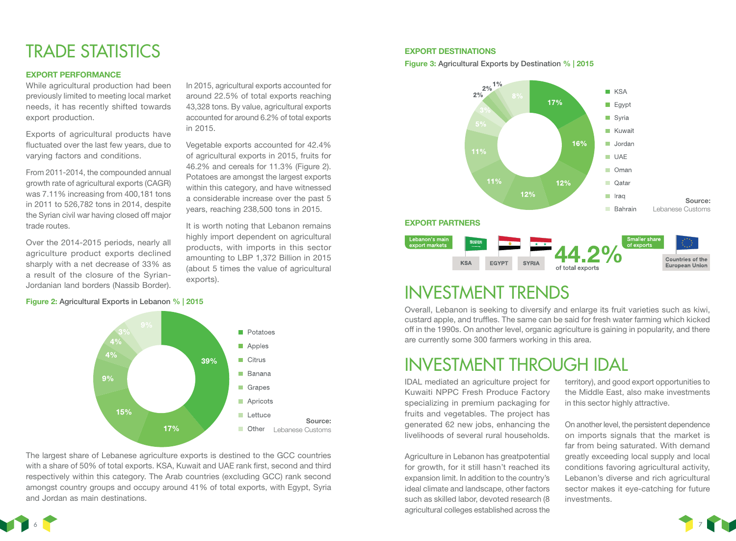# TRADE STATISTICS

### EXPORT PERFORMANCE

While agricultural production had been previously limited to meeting local market needs, it has recently shifted towards export production.

Exports of agricultural products have fluctuated over the last few years, due to varying factors and conditions.

From 2011-2014, the compounded annual growth rate of agricultural exports (CAGR) was 7.11% increasing from 400,181 tons in 2011 to 526,782 tons in 2014, despite the Syrian civil war having closed off major trade routes.

Over the 2014-2015 periods, nearly all agriculture product exports declined sharply with a net decrease of 33% as a result of the closure of the Syrian-Jordanian land borders (Nassib Border).

In 2015, agricultural exports accounted for around 22.5% of total exports reaching 43,328 tons. By value, agricultural exports accounted for around 6.2% of total exports in 2015.

Vegetable exports accounted for 42.4% of agricultural exports in 2015, fruits for 46.2% and cereals for 11.3% (Figure 2). Potatoes are amongst the largest exports within this category, and have witnessed a considerable increase over the past 5 years, reaching 238,500 tons in 2015.

It is worth noting that Lebanon remains highly import dependent on agricultural products, with imports in this sector amounting to LBP 1,372 Billion in 2015 (about 5 times the value of agricultural exports).

**Figure 2:** Agricultural Exports in Lebanon % | 2015

| Product | % |
|---|---|
| Potatoes | 39% |
| Apples | 17% |
| Citrus | 15% |
| Banana | 9% |
| Grapes | 4% |
| Apricots | 4% |
| Lettuce | 3% |
| Other | 9% |

**Source:** Lebanese Customs

The largest share of Lebanese agriculture exports is destined to the GCC countries with a share of 50% of total exports. KSA, Kuwait and UAE rank first, second and third respectively within this category. The Arab countries (excluding GCC) rank second amongst country groups and occupy around 41% of total exports, with Egypt, Syria and Jordan as main destinations.

### EXPORT DESTINATIONS

**Figure 3:** Agricultural Exports by Destination % | 2015

| Destination | % |
|---|---|
| KSA | 17% |
| Egypt | 16% |
| Syria | 12% |
| Kuwait | 12% |
| Jordan | 11% |
| UAE | 11% |
| Oman | 5% |
| Qatar | 3% |
| Iraq | 2% |
| Bahrain | 2% |
| | 1% |
| | 8% |

**Source:** Lebanese Customs

### EXPORT PARTNERS

Lebanon's main export markets: KSA, EGYPT, SYRIA — 44.2% of total exports

Smaller share of exports: Countries of the European Union

# INVESTMENT TRENDS

Overall, Lebanon is seeking to diversify and enlarge its fruit varieties such as kiwi, custard apple, and truffles. The same can be said for fresh water farming which kicked off in the 1990s. On another level, organic agriculture is gaining in popularity, and there are currently some 300 farmers working in this area.

# INVESTMENT THROUGH IDAL

IDAL mediated an agriculture project for Kuwaiti NPPC Fresh Produce Factory specializing in premium packaging for fruits and vegetables. The project has generated 62 new jobs, enhancing the livelihoods of several rural households.

Agriculture in Lebanon has greatpotential for growth, for it still hasn't reached its expansion limit. In addition to the country's ideal climate and landscape, other factors such as skilled labor, devoted research (8 agricultural colleges established across the territory), and good export opportunities to the Middle East, also make investments in this sector highly attractive.

On another level, the persistent dependence on imports signals that the market is far from being saturated. With demand greatly exceeding local supply and local conditions favoring agricultural activity, Lebanon's diverse and rich agricultural sector makes it eye-catching for future investments.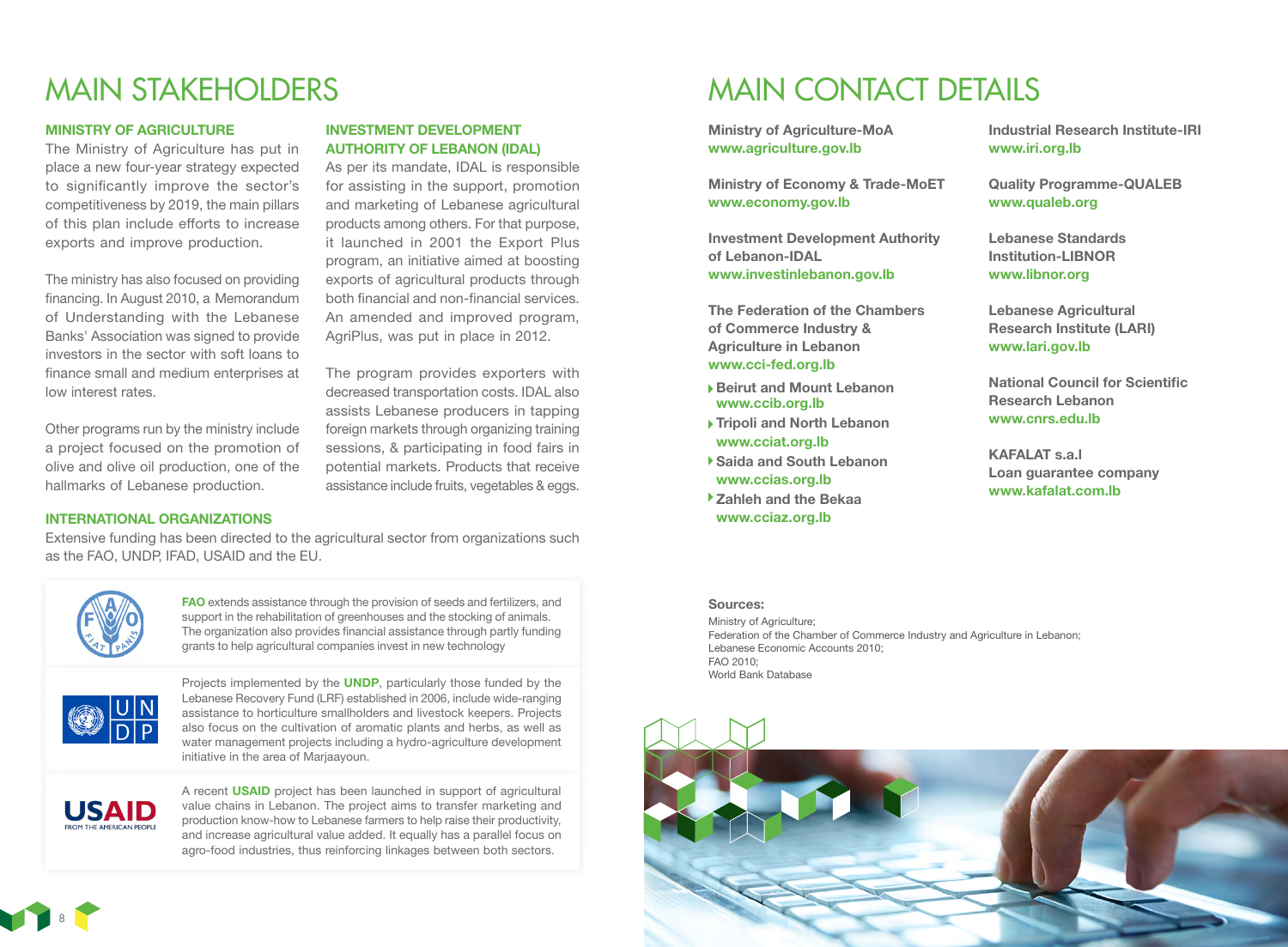# MAIN STAKEHOLDERS

### MINISTRY OF AGRICULTURE

The Ministry of Agriculture has put in place a new four-year strategy expected to significantly improve the sector's competitiveness by 2019, the main pillars of this plan include efforts to increase exports and improve production.

The ministry has also focused on providing financing. In August 2010, a Memorandum of Understanding with the Lebanese Banks' Association was signed to provide investors in the sector with soft loans to finance small and medium enterprises at low interest rates.

Other programs run by the ministry include a project focused on the promotion of olive and olive oil production, one of the hallmarks of Lebanese production.

### INVESTMENT DEVELOPMENT AUTHORITY OF LEBANON (IDAL)

As per its mandate, IDAL is responsible for assisting in the support, promotion and marketing of Lebanese agricultural products among others. For that purpose, it launched in 2001 the Export Plus program, an initiative aimed at boosting exports of agricultural products through both financial and non-financial services. An amended and improved program, AgriPlus, was put in place in 2012.

The program provides exporters with decreased transportation costs. IDAL also assists Lebanese producers in tapping foreign markets through organizing training sessions, & participating in food fairs in potential markets. Products that receive assistance include fruits, vegetables & eggs.

### INTERNATIONAL ORGANIZATIONS

Extensive funding has been directed to the agricultural sector from organizations such as the FAO, UNDP, IFAD, USAID and the EU.

**FAO** extends assistance through the provision of seeds and fertilizers, and support in the rehabilitation of greenhouses and the stocking of animals. The organization also provides financial assistance through partly funding grants to help agricultural companies invest in new technology

Projects implemented by the **UNDP**, particularly those funded by the Lebanese Recovery Fund (LRF) established in 2006, include wide-ranging assistance to horticulture smallholders and livestock keepers. Projects also focus on the cultivation of aromatic plants and herbs, as well as water management projects including a hydro-agriculture development initiative in the area of Marjaayoun.

A recent **USAID** project has been launched in support of agricultural value chains in Lebanon. The project aims to transfer marketing and production know-how to Lebanese farmers to help raise their productivity, and increase agricultural value added. It equally has a parallel focus on agro-food industries, thus reinforcing linkages between both sectors.

# MAIN CONTACT DETAILS

**Ministry of Agriculture-MoA**
**www.agriculture.gov.lb**

**Ministry of Economy & Trade-MoET**
**www.economy.gov.lb**

**Investment Development Authority of Lebanon-IDAL**
**www.investinlebanon.gov.lb**

**The Federation of the Chambers of Commerce Industry & Agriculture in Lebanon**
**www.cci-fed.org.lb**

- **Beirut and Mount Lebanon** **www.ccib.org.lb**
- **Tripoli and North Lebanon** **www.cciat.org.lb**
- **Saida and South Lebanon** **www.ccias.org.lb**
- **Zahleh and the Bekaa** **www.cciaz.org.lb**

**Industrial Research Institute-IRI**
**www.iri.org.lb**

**Quality Programme-QUALEB**
**www.qualeb.org**

**Lebanese Standards Institution-LIBNOR**
**www.libnor.org**

**Lebanese Agricultural Research Institute (LARI)**
**www.lari.gov.lb**

**National Council for Scientific Research Lebanon**
**www.cnrs.edu.lb**

**KAFALAT s.a.l**
**Loan guarantee company**
**www.kafalat.com.lb**

**Sources:**
Ministry of Agriculture;
Federation of the Chamber of Commerce Industry and Agriculture in Lebanon;
Lebanese Economic Accounts 2010;
FAO 2010;
World Bank Database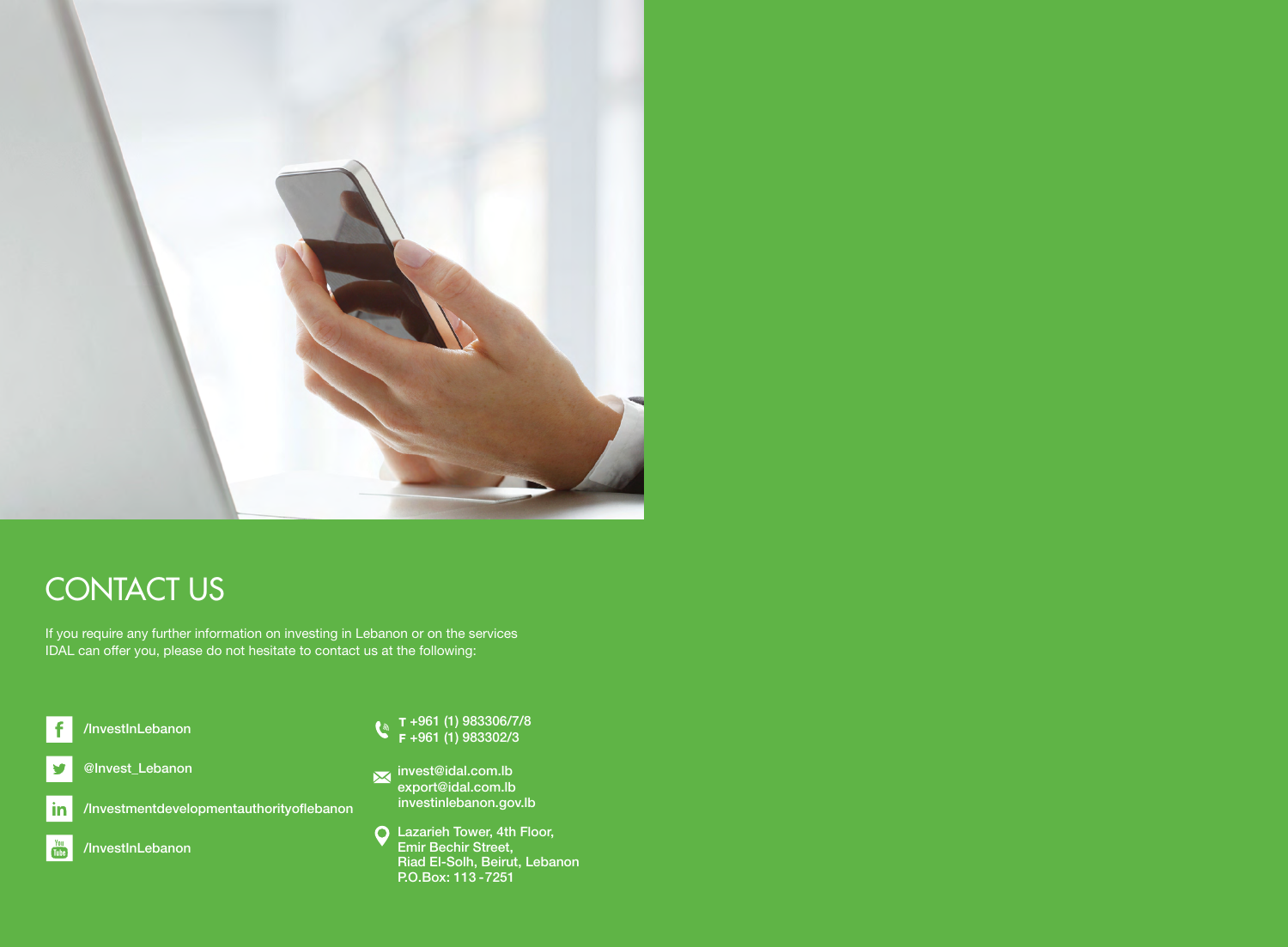# CONTACT US

If you require any further information on investing in Lebanon or on the services IDAL can offer you, please do not hesitate to contact us at the following:

/InvestInLebanon

@Invest_Lebanon

/Investmentdevelopmentauthorityoflebanon

/InvestInLebanon

**T** +961 (1) 983306/7/8
**F** +961 (1) 983302/3

invest@idal.com.lb
export@idal.com.lb
investinlebanon.gov.lb

Lazarieh Tower, 4th Floor,
Emir Bechir Street,
Riad El-Solh, Beirut, Lebanon
P.O.Box: 113 -7251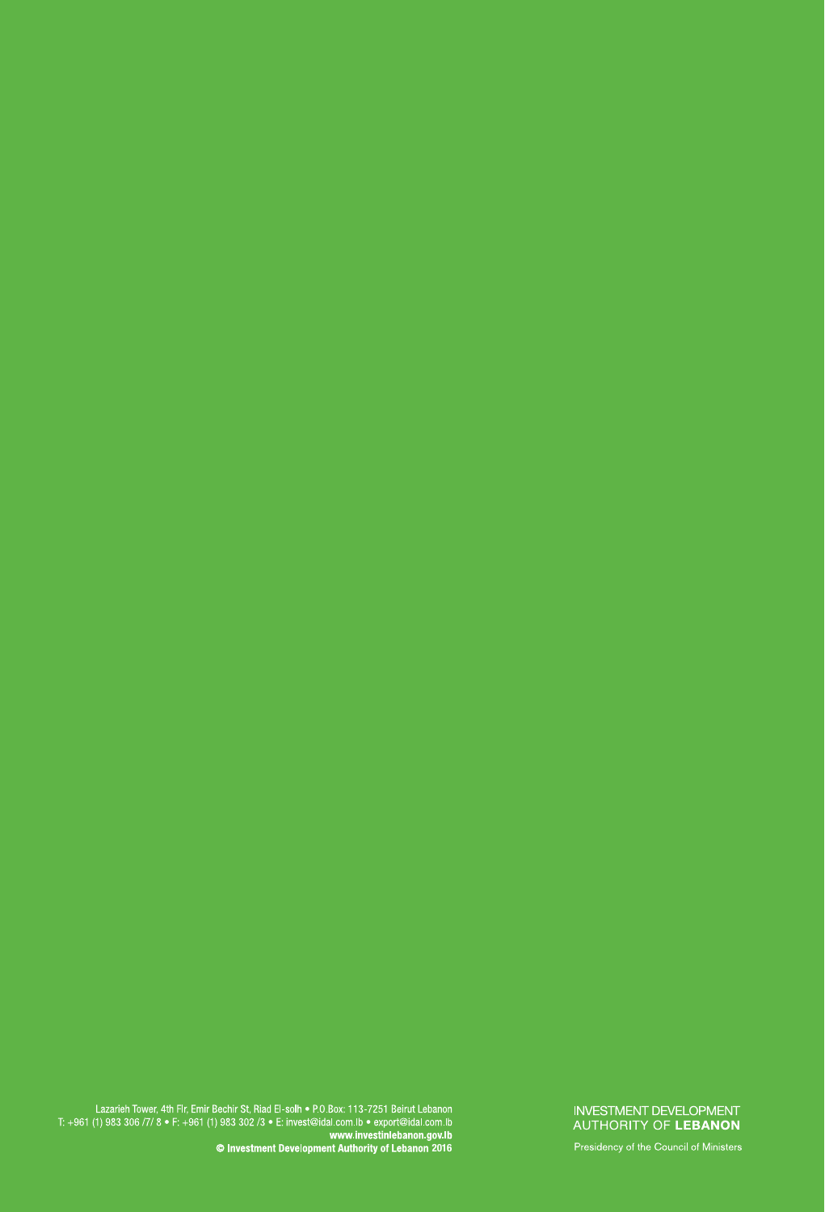Lazarieh Tower, 4th Flr, Emir Bechir St, Riad El-solh • P.O.Box: 113-7251 Beirut Lebanon
T: +961 (1) 983 306 /7/ 8 • F: +961 (1) 983 302 /3 • E: invest@idal.com.lb • export@idal.com.lb
**www.investinlebanon.gov.lb**
**© Investment Development Authority of Lebanon 2016**

INVESTMENT DEVELOPMENT
AUTHORITY OF **LEBANON**

Presidency of the Council of Ministers